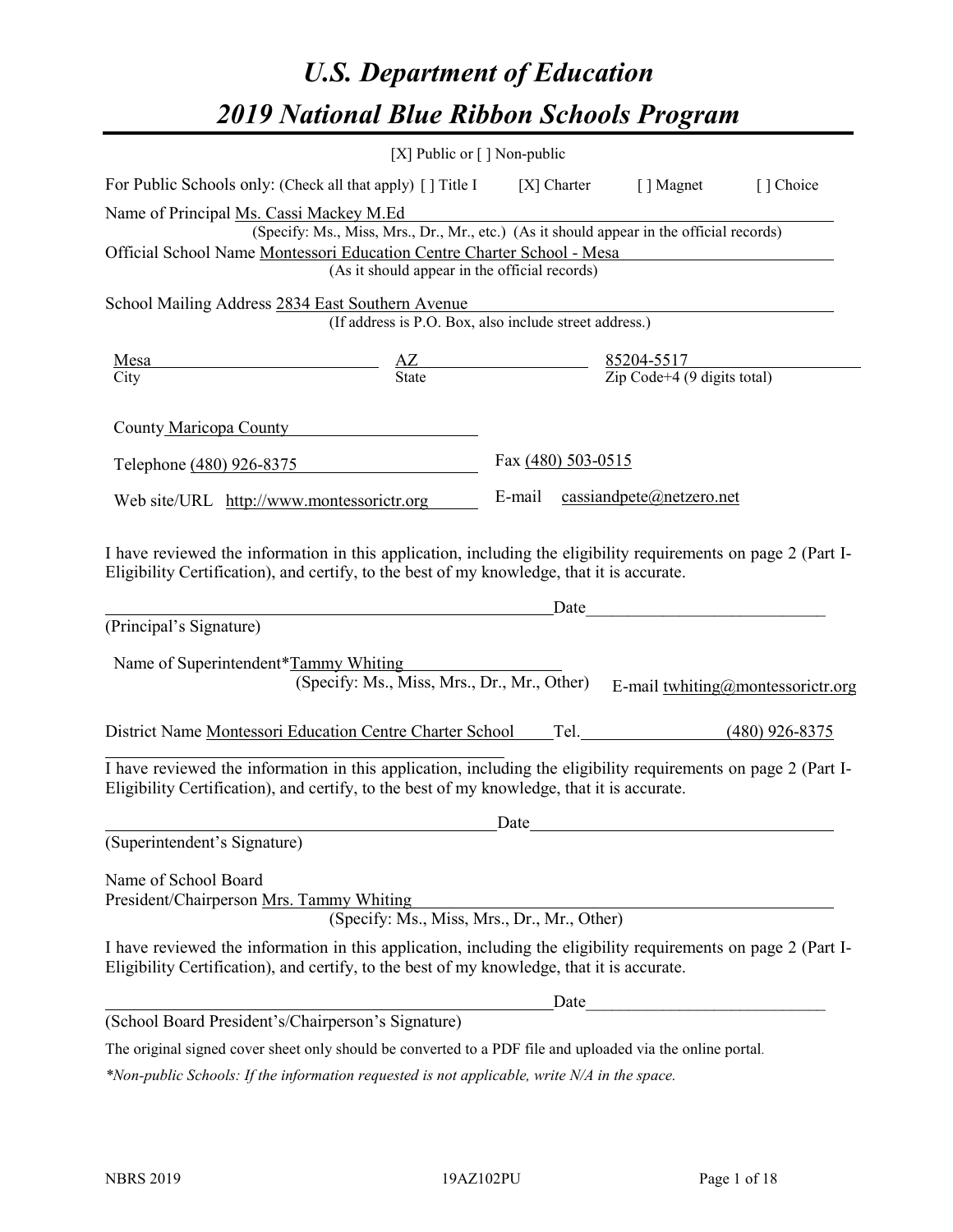# *U.S. Department of Education*

# *2019 National Blue Ribbon Schools Program*

[X] Public or [ ] Non-public

For Public Schools only: (Check all that apply) [ ] Title I [X] Charter [ ] Magnet [ ] Choice

Name of Principal Ms. Cassi Mackey M.Ed
(Specify: Ms., Miss, Mrs., Dr., Mr., etc.) (As it should appear in the official records)

Official School Name Montessori Education Centre Charter School - Mesa
(As it should appear in the official records)

School Mailing Address 2834 East Southern Avenue
(If address is P.O. Box, also include street address.)

| Mesa | AZ | 85204-5517 |
|---|---|---|
| City | State | Zip Code+4 (9 digits total) |

County Maricopa County

Telephone (480) 926-8375 Fax (480) 503-0515

Web site/URL http://www.montessorictr.org E-mail cassiandpete@netzero.net

I have reviewed the information in this application, including the eligibility requirements on page 2 (Part I-Eligibility Certification), and certify, to the best of my knowledge, that it is accurate.

_______________________________________ Date ______________________
(Principal's Signature)

Name of Superintendent*Tammy Whiting
(Specify: Ms., Miss, Mrs., Dr., Mr., Other) E-mail twhiting@montessorictr.org

District Name Montessori Education Centre Charter School Tel. (480) 926-8375

I have reviewed the information in this application, including the eligibility requirements on page 2 (Part I-Eligibility Certification), and certify, to the best of my knowledge, that it is accurate.

_______________________________________ Date ______________________
(Superintendent's Signature)

Name of School Board
President/Chairperson Mrs. Tammy Whiting
(Specify: Ms., Miss, Mrs., Dr., Mr., Other)

I have reviewed the information in this application, including the eligibility requirements on page 2 (Part I-Eligibility Certification), and certify, to the best of my knowledge, that it is accurate.

_______________________________________ Date ______________________
(School Board President's/Chairperson's Signature)

The original signed cover sheet only should be converted to a PDF file and uploaded via the online portal.

*\*Non-public Schools: If the information requested is not applicable, write N/A in the space.*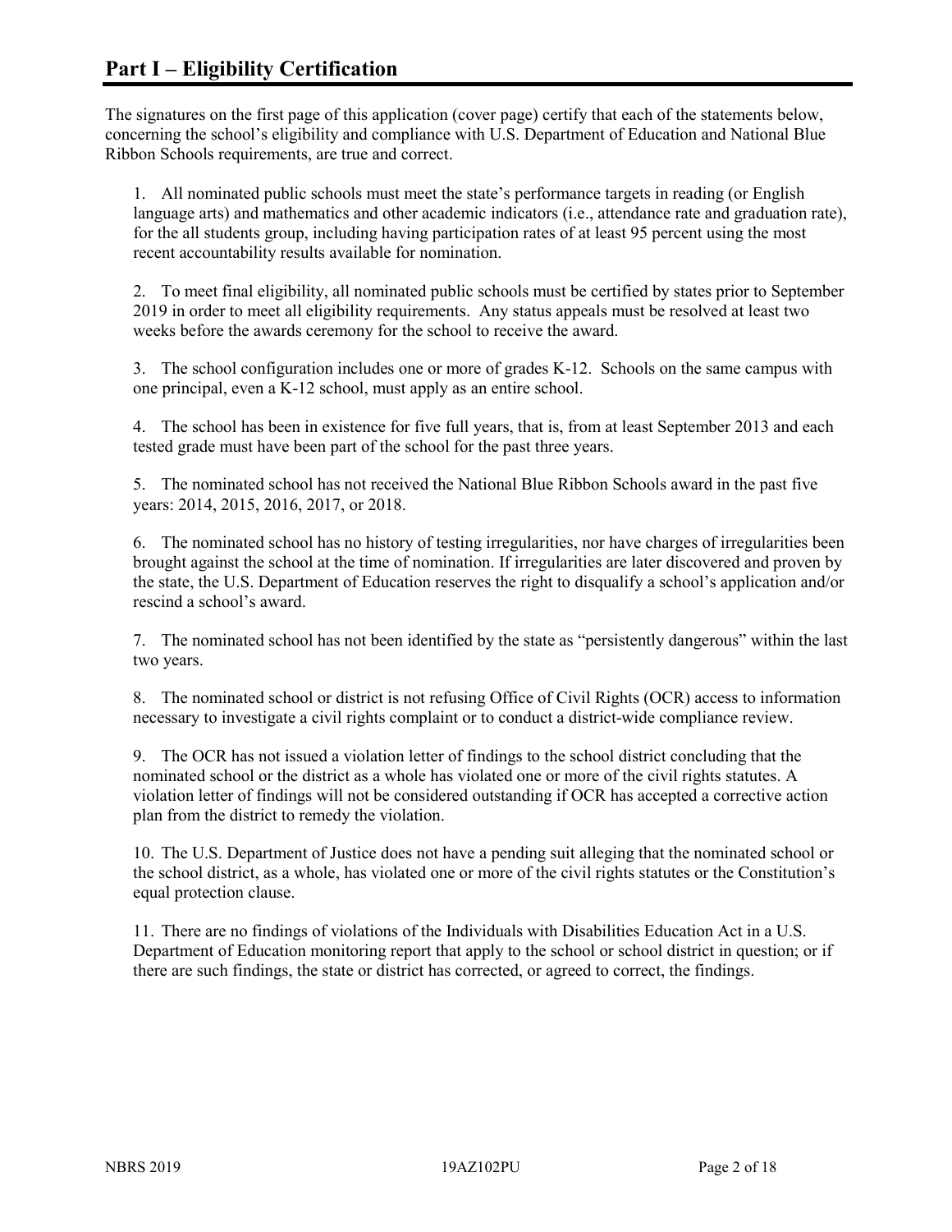# Part I – Eligibility Certification

The signatures on the first page of this application (cover page) certify that each of the statements below, concerning the school's eligibility and compliance with U.S. Department of Education and National Blue Ribbon Schools requirements, are true and correct.

1. All nominated public schools must meet the state's performance targets in reading (or English language arts) and mathematics and other academic indicators (i.e., attendance rate and graduation rate), for the all students group, including having participation rates of at least 95 percent using the most recent accountability results available for nomination.

2. To meet final eligibility, all nominated public schools must be certified by states prior to September 2019 in order to meet all eligibility requirements. Any status appeals must be resolved at least two weeks before the awards ceremony for the school to receive the award.

3. The school configuration includes one or more of grades K-12. Schools on the same campus with one principal, even a K-12 school, must apply as an entire school.

4. The school has been in existence for five full years, that is, from at least September 2013 and each tested grade must have been part of the school for the past three years.

5. The nominated school has not received the National Blue Ribbon Schools award in the past five years: 2014, 2015, 2016, 2017, or 2018.

6. The nominated school has no history of testing irregularities, nor have charges of irregularities been brought against the school at the time of nomination. If irregularities are later discovered and proven by the state, the U.S. Department of Education reserves the right to disqualify a school's application and/or rescind a school's award.

7. The nominated school has not been identified by the state as "persistently dangerous" within the last two years.

8. The nominated school or district is not refusing Office of Civil Rights (OCR) access to information necessary to investigate a civil rights complaint or to conduct a district-wide compliance review.

9. The OCR has not issued a violation letter of findings to the school district concluding that the nominated school or the district as a whole has violated one or more of the civil rights statutes. A violation letter of findings will not be considered outstanding if OCR has accepted a corrective action plan from the district to remedy the violation.

10. The U.S. Department of Justice does not have a pending suit alleging that the nominated school or the school district, as a whole, has violated one or more of the civil rights statutes or the Constitution's equal protection clause.

11. There are no findings of violations of the Individuals with Disabilities Education Act in a U.S. Department of Education monitoring report that apply to the school or school district in question; or if there are such findings, the state or district has corrected, or agreed to correct, the findings.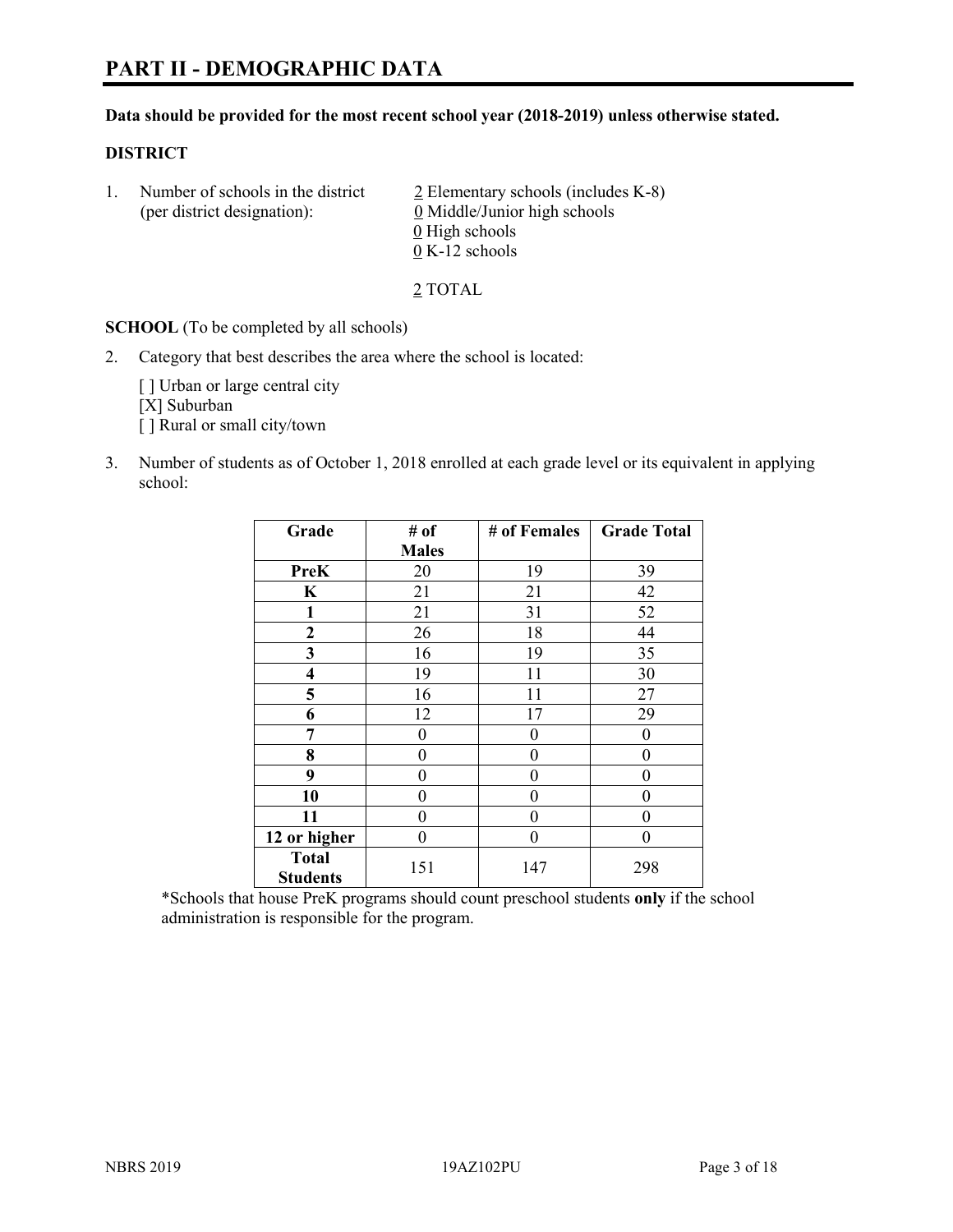# PART II - DEMOGRAPHIC DATA

**Data should be provided for the most recent school year (2018-2019) unless otherwise stated.**

**DISTRICT**

1. Number of schools in the district (per district designation):
   2 Elementary schools (includes K-8)
   0 Middle/Junior high schools
   0 High schools
   0 K-12 schools

   2 TOTAL

**SCHOOL** (To be completed by all schools)

2. Category that best describes the area where the school is located:

   [ ] Urban or large central city
   [X] Suburban
   [ ] Rural or small city/town

3. Number of students as of October 1, 2018 enrolled at each grade level or its equivalent in applying school:

| Grade | # of Males | # of Females | Grade Total |
|---|---|---|---|
| **PreK** | 20 | 19 | 39 |
| **K** | 21 | 21 | 42 |
| **1** | 21 | 31 | 52 |
| **2** | 26 | 18 | 44 |
| **3** | 16 | 19 | 35 |
| **4** | 19 | 11 | 30 |
| **5** | 16 | 11 | 27 |
| **6** | 12 | 17 | 29 |
| **7** | 0 | 0 | 0 |
| **8** | 0 | 0 | 0 |
| **9** | 0 | 0 | 0 |
| **10** | 0 | 0 | 0 |
| **11** | 0 | 0 | 0 |
| **12 or higher** | 0 | 0 | 0 |
| **Total Students** | 151 | 147 | 298 |

*Schools that house PreK programs should count preschool students **only** if the school administration is responsible for the program.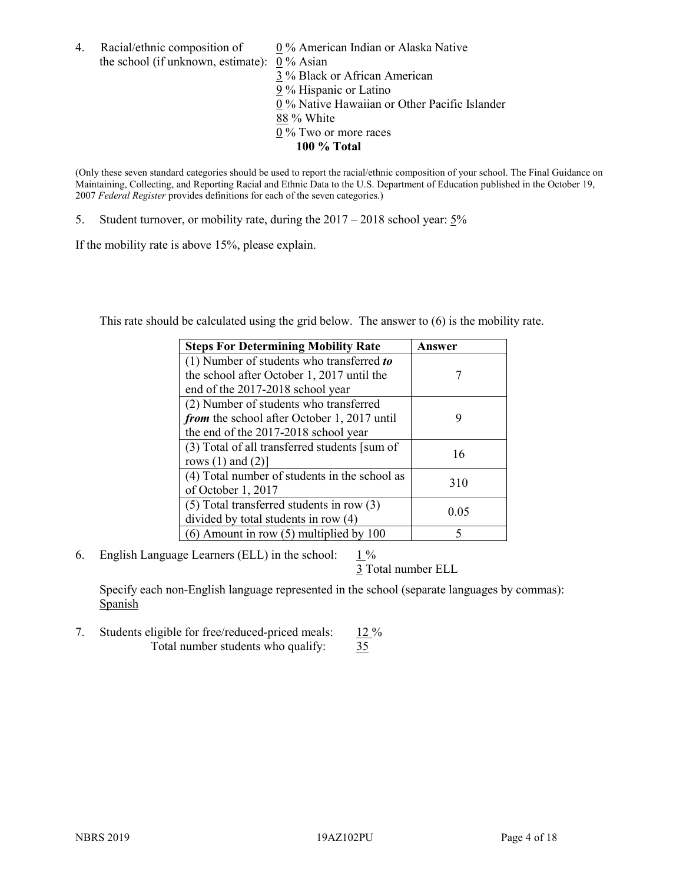4. Racial/ethnic composition of the school (if unknown, estimate):
   0 % American Indian or Alaska Native
   0 % Asian
   3 % Black or African American
   9 % Hispanic or Latino
   0 % Native Hawaiian or Other Pacific Islander
   88 % White
   0 % Two or more races
   **100 % Total**

(Only these seven standard categories should be used to report the racial/ethnic composition of your school. The Final Guidance on Maintaining, Collecting, and Reporting Racial and Ethnic Data to the U.S. Department of Education published in the October 19, 2007 *Federal Register* provides definitions for each of the seven categories.)

5. Student turnover, or mobility rate, during the 2017 – 2018 school year: 5%

If the mobility rate is above 15%, please explain.

This rate should be calculated using the grid below. The answer to (6) is the mobility rate.

| **Steps For Determining Mobility Rate** | **Answer** |
|---|---|
| (1) Number of students who transferred ***to*** the school after October 1, 2017 until the end of the 2017-2018 school year | 7 |
| (2) Number of students who transferred ***from*** the school after October 1, 2017 until the end of the 2017-2018 school year | 9 |
| (3) Total of all transferred students [sum of rows (1) and (2)] | 16 |
| (4) Total number of students in the school as of October 1, 2017 | 310 |
| (5) Total transferred students in row (3) divided by total students in row (4) | 0.05 |
| (6) Amount in row (5) multiplied by 100 | 5 |

6. English Language Learners (ELL) in the school: 1 %
   3 Total number ELL

   Specify each non-English language represented in the school (separate languages by commas): Spanish

7. Students eligible for free/reduced-priced meals: 12 %
   Total number students who qualify: 35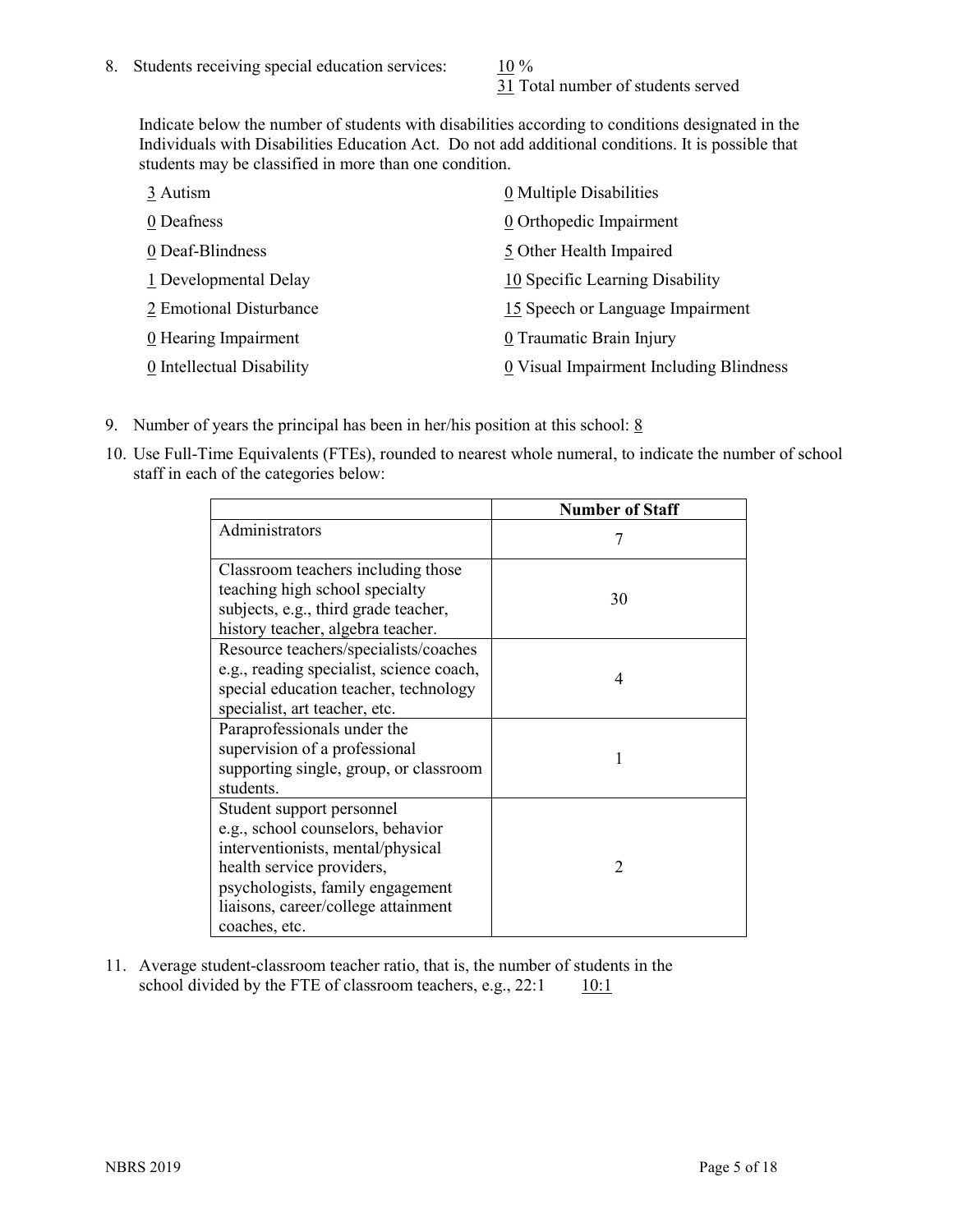8. Students receiving special education services: 10 %
   31 Total number of students served

   Indicate below the number of students with disabilities according to conditions designated in the Individuals with Disabilities Education Act. Do not add additional conditions. It is possible that students may be classified in more than one condition.

   3 Autism
   0 Deafness
   0 Deaf-Blindness
   1 Developmental Delay
   2 Emotional Disturbance
   0 Hearing Impairment
   0 Intellectual Disability
   0 Multiple Disabilities
   0 Orthopedic Impairment
   5 Other Health Impaired
   10 Specific Learning Disability
   15 Speech or Language Impairment
   0 Traumatic Brain Injury
   0 Visual Impairment Including Blindness

9. Number of years the principal has been in her/his position at this school: 8

10. Use Full-Time Equivalents (FTEs), rounded to nearest whole numeral, to indicate the number of school staff in each of the categories below:

| | Number of Staff |
|---|---|
| Administrators | 7 |
| Classroom teachers including those teaching high school specialty subjects, e.g., third grade teacher, history teacher, algebra teacher. | 30 |
| Resource teachers/specialists/coaches e.g., reading specialist, science coach, special education teacher, technology specialist, art teacher, etc. | 4 |
| Paraprofessionals under the supervision of a professional supporting single, group, or classroom students. | 1 |
| Student support personnel e.g., school counselors, behavior interventionists, mental/physical health service providers, psychologists, family engagement liaisons, career/college attainment coaches, etc. | 2 |

11. Average student-classroom teacher ratio, that is, the number of students in the school divided by the FTE of classroom teachers, e.g., 22:1 10:1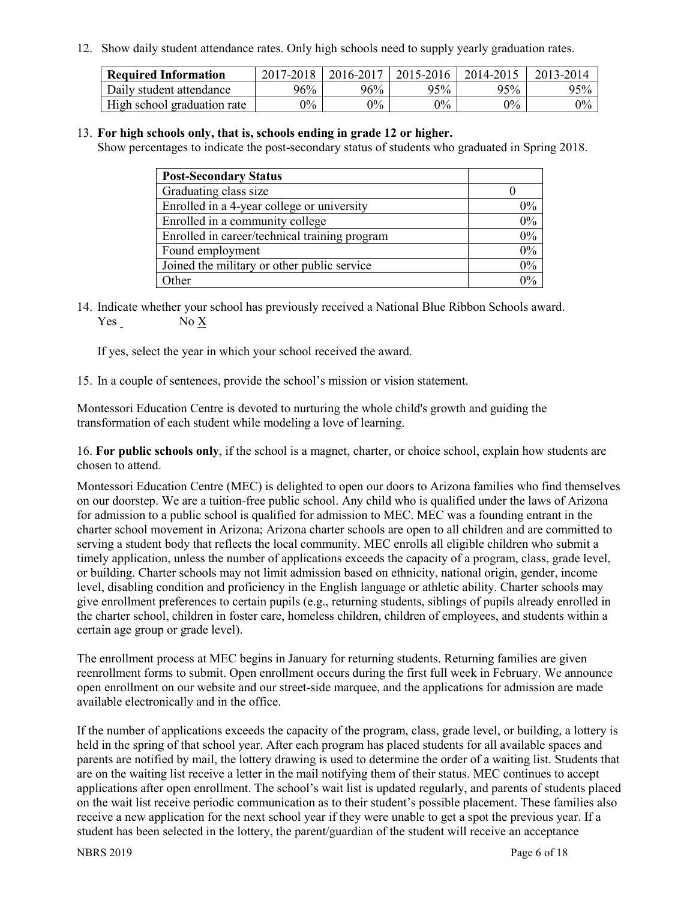12. Show daily student attendance rates. Only high schools need to supply yearly graduation rates.

| Required Information | 2017-2018 | 2016-2017 | 2015-2016 | 2014-2015 | 2013-2014 |
|---|---|---|---|---|---|
| Daily student attendance | 96% | 96% | 95% | 95% | 95% |
| High school graduation rate | 0% | 0% | 0% | 0% | 0% |

13. **For high schools only, that is, schools ending in grade 12 or higher.**
Show percentages to indicate the post-secondary status of students who graduated in Spring 2018.

| Post-Secondary Status | |
|---|---|
| Graduating class size | 0 |
| Enrolled in a 4-year college or university | 0% |
| Enrolled in a community college | 0% |
| Enrolled in career/technical training program | 0% |
| Found employment | 0% |
| Joined the military or other public service | 0% |
| Other | 0% |

14. Indicate whether your school has previously received a National Blue Ribbon Schools award.
Yes _ No X

If yes, select the year in which your school received the award.

15. In a couple of sentences, provide the school's mission or vision statement.

Montessori Education Centre is devoted to nurturing the whole child's growth and guiding the transformation of each student while modeling a love of learning.

16. **For public schools only**, if the school is a magnet, charter, or choice school, explain how students are chosen to attend.

Montessori Education Centre (MEC) is delighted to open our doors to Arizona families who find themselves on our doorstep. We are a tuition-free public school. Any child who is qualified under the laws of Arizona for admission to a public school is qualified for admission to MEC. MEC was a founding entrant in the charter school movement in Arizona; Arizona charter schools are open to all children and are committed to serving a student body that reflects the local community. MEC enrolls all eligible children who submit a timely application, unless the number of applications exceeds the capacity of a program, class, grade level, or building. Charter schools may not limit admission based on ethnicity, national origin, gender, income level, disabling condition and proficiency in the English language or athletic ability. Charter schools may give enrollment preferences to certain pupils (e.g., returning students, siblings of pupils already enrolled in the charter school, children in foster care, homeless children, children of employees, and students within a certain age group or grade level).

The enrollment process at MEC begins in January for returning students. Returning families are given reenrollment forms to submit. Open enrollment occurs during the first full week in February. We announce open enrollment on our website and our street-side marquee, and the applications for admission are made available electronically and in the office.

If the number of applications exceeds the capacity of the program, class, grade level, or building, a lottery is held in the spring of that school year. After each program has placed students for all available spaces and parents are notified by mail, the lottery drawing is used to determine the order of a waiting list. Students that are on the waiting list receive a letter in the mail notifying them of their status. MEC continues to accept applications after open enrollment. The school's wait list is updated regularly, and parents of students placed on the wait list receive periodic communication as to their student's possible placement. These families also receive a new application for the next school year if they were unable to get a spot the previous year. If a student has been selected in the lottery, the parent/guardian of the student will receive an acceptance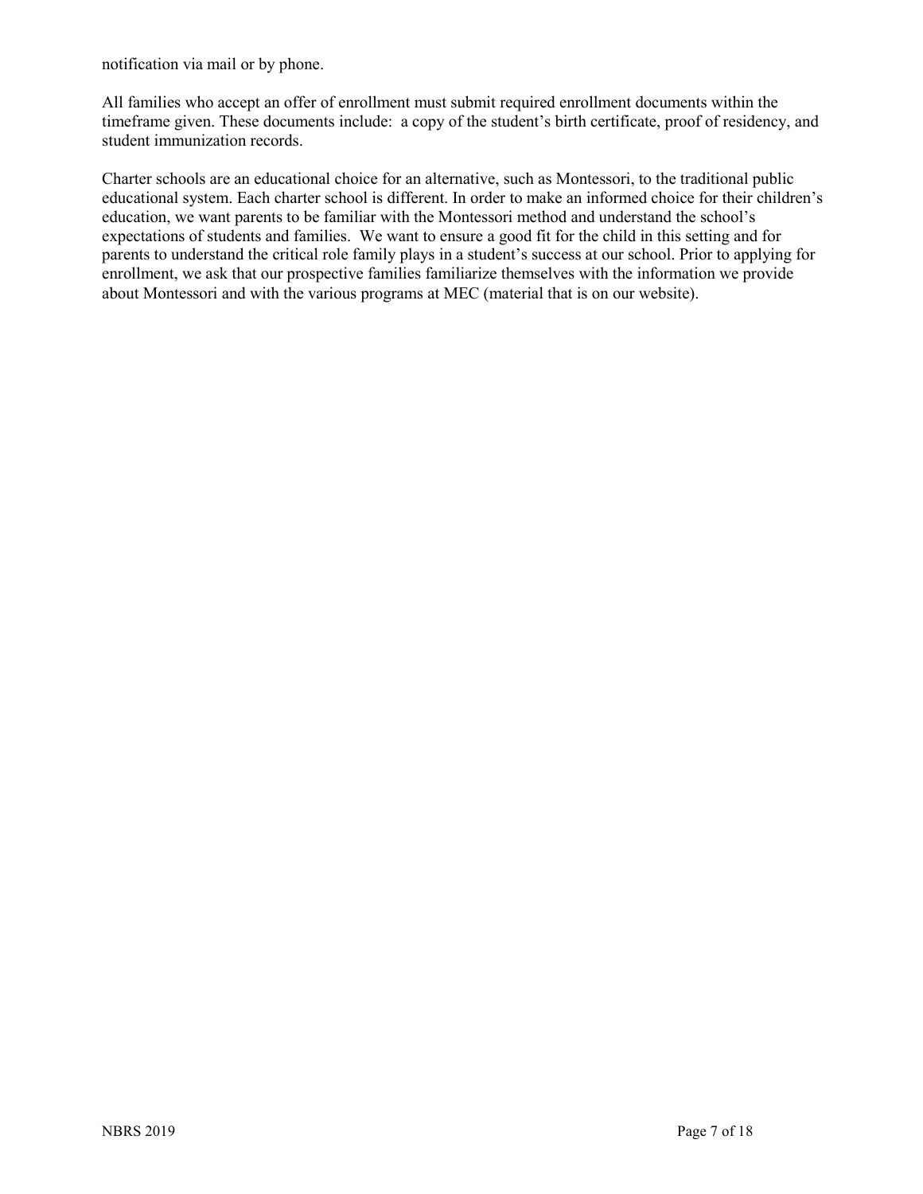notification via mail or by phone.

All families who accept an offer of enrollment must submit required enrollment documents within the timeframe given. These documents include: a copy of the student's birth certificate, proof of residency, and student immunization records.

Charter schools are an educational choice for an alternative, such as Montessori, to the traditional public educational system. Each charter school is different. In order to make an informed choice for their children's education, we want parents to be familiar with the Montessori method and understand the school's expectations of students and families. We want to ensure a good fit for the child in this setting and for parents to understand the critical role family plays in a student's success at our school. Prior to applying for enrollment, we ask that our prospective families familiarize themselves with the information we provide about Montessori and with the various programs at MEC (material that is on our website).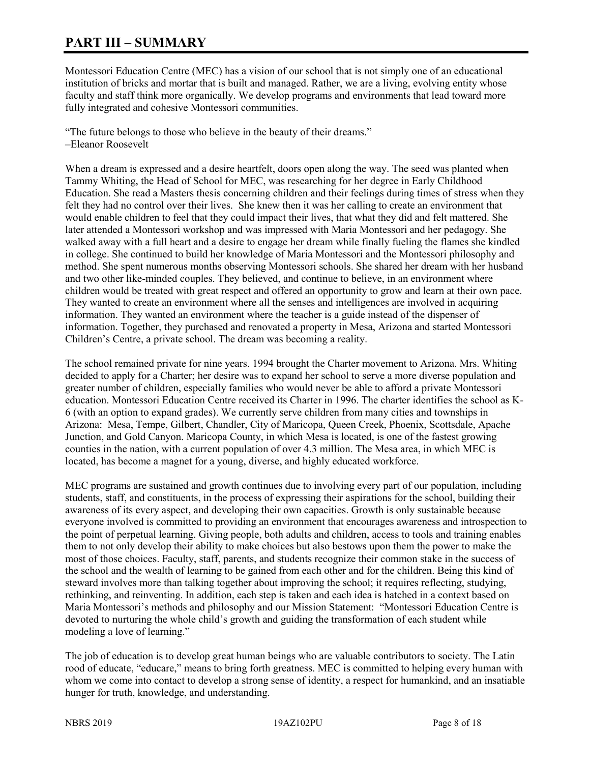# PART III – SUMMARY

Montessori Education Centre (MEC) has a vision of our school that is not simply one of an educational institution of bricks and mortar that is built and managed. Rather, we are a living, evolving entity whose faculty and staff think more organically. We develop programs and environments that lead toward more fully integrated and cohesive Montessori communities.

"The future belongs to those who believe in the beauty of their dreams."
–Eleanor Roosevelt

When a dream is expressed and a desire heartfelt, doors open along the way. The seed was planted when Tammy Whiting, the Head of School for MEC, was researching for her degree in Early Childhood Education. She read a Masters thesis concerning children and their feelings during times of stress when they felt they had no control over their lives. She knew then it was her calling to create an environment that would enable children to feel that they could impact their lives, that what they did and felt mattered. She later attended a Montessori workshop and was impressed with Maria Montessori and her pedagogy. She walked away with a full heart and a desire to engage her dream while finally fueling the flames she kindled in college. She continued to build her knowledge of Maria Montessori and the Montessori philosophy and method. She spent numerous months observing Montessori schools. She shared her dream with her husband and two other like-minded couples. They believed, and continue to believe, in an environment where children would be treated with great respect and offered an opportunity to grow and learn at their own pace. They wanted to create an environment where all the senses and intelligences are involved in acquiring information. They wanted an environment where the teacher is a guide instead of the dispenser of information. Together, they purchased and renovated a property in Mesa, Arizona and started Montessori Children's Centre, a private school. The dream was becoming a reality.

The school remained private for nine years. 1994 brought the Charter movement to Arizona. Mrs. Whiting decided to apply for a Charter; her desire was to expand her school to serve a more diverse population and greater number of children, especially families who would never be able to afford a private Montessori education. Montessori Education Centre received its Charter in 1996. The charter identifies the school as K-6 (with an option to expand grades). We currently serve children from many cities and townships in Arizona: Mesa, Tempe, Gilbert, Chandler, City of Maricopa, Queen Creek, Phoenix, Scottsdale, Apache Junction, and Gold Canyon. Maricopa County, in which Mesa is located, is one of the fastest growing counties in the nation, with a current population of over 4.3 million. The Mesa area, in which MEC is located, has become a magnet for a young, diverse, and highly educated workforce.

MEC programs are sustained and growth continues due to involving every part of our population, including students, staff, and constituents, in the process of expressing their aspirations for the school, building their awareness of its every aspect, and developing their own capacities. Growth is only sustainable because everyone involved is committed to providing an environment that encourages awareness and introspection to the point of perpetual learning. Giving people, both adults and children, access to tools and training enables them to not only develop their ability to make choices but also bestows upon them the power to make the most of those choices. Faculty, staff, parents, and students recognize their common stake in the success of the school and the wealth of learning to be gained from each other and for the children. Being this kind of steward involves more than talking together about improving the school; it requires reflecting, studying, rethinking, and reinventing. In addition, each step is taken and each idea is hatched in a context based on Maria Montessori's methods and philosophy and our Mission Statement: "Montessori Education Centre is devoted to nurturing the whole child's growth and guiding the transformation of each student while modeling a love of learning."

The job of education is to develop great human beings who are valuable contributors to society. The Latin rood of educate, "educare," means to bring forth greatness. MEC is committed to helping every human with whom we come into contact to develop a strong sense of identity, a respect for humankind, and an insatiable hunger for truth, knowledge, and understanding.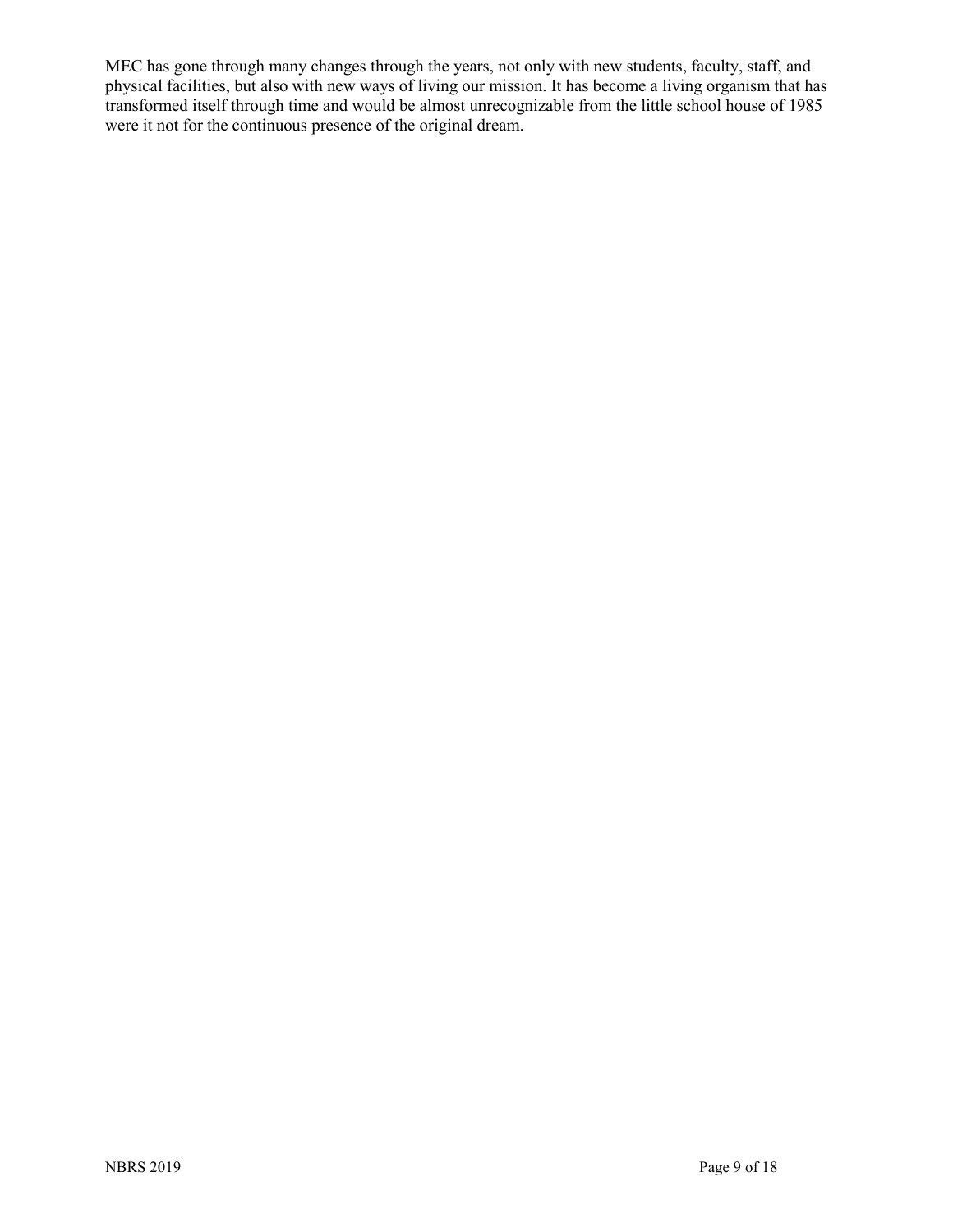MEC has gone through many changes through the years, not only with new students, faculty, staff, and physical facilities, but also with new ways of living our mission. It has become a living organism that has transformed itself through time and would be almost unrecognizable from the little school house of 1985 were it not for the continuous presence of the original dream.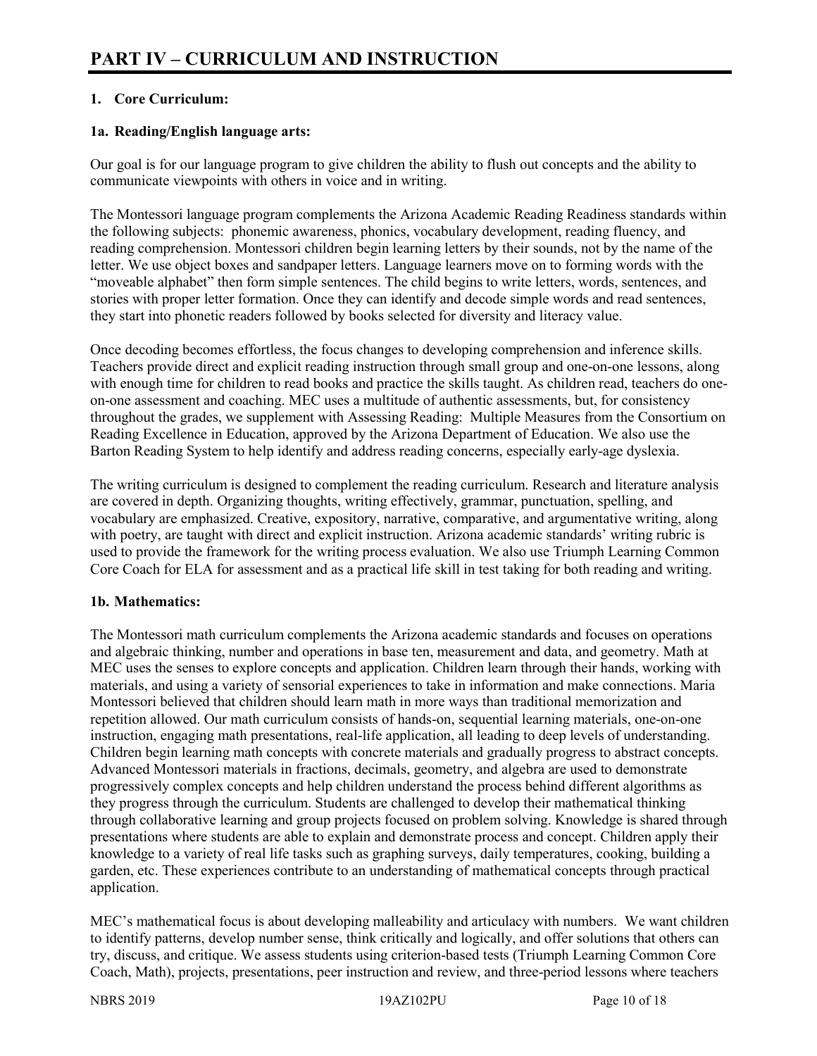# PART IV – CURRICULUM AND INSTRUCTION

## 1. Core Curriculum:

### 1a. Reading/English language arts:

Our goal is for our language program to give children the ability to flush out concepts and the ability to communicate viewpoints with others in voice and in writing.

The Montessori language program complements the Arizona Academic Reading Readiness standards within the following subjects: phonemic awareness, phonics, vocabulary development, reading fluency, and reading comprehension. Montessori children begin learning letters by their sounds, not by the name of the letter. We use object boxes and sandpaper letters. Language learners move on to forming words with the "moveable alphabet" then form simple sentences. The child begins to write letters, words, sentences, and stories with proper letter formation. Once they can identify and decode simple words and read sentences, they start into phonetic readers followed by books selected for diversity and literacy value.

Once decoding becomes effortless, the focus changes to developing comprehension and inference skills. Teachers provide direct and explicit reading instruction through small group and one-on-one lessons, along with enough time for children to read books and practice the skills taught. As children read, teachers do one-on-one assessment and coaching. MEC uses a multitude of authentic assessments, but, for consistency throughout the grades, we supplement with Assessing Reading: Multiple Measures from the Consortium on Reading Excellence in Education, approved by the Arizona Department of Education. We also use the Barton Reading System to help identify and address reading concerns, especially early-age dyslexia.

The writing curriculum is designed to complement the reading curriculum. Research and literature analysis are covered in depth. Organizing thoughts, writing effectively, grammar, punctuation, spelling, and vocabulary are emphasized. Creative, expository, narrative, comparative, and argumentative writing, along with poetry, are taught with direct and explicit instruction. Arizona academic standards' writing rubric is used to provide the framework for the writing process evaluation. We also use Triumph Learning Common Core Coach for ELA for assessment and as a practical life skill in test taking for both reading and writing.

### 1b. Mathematics:

The Montessori math curriculum complements the Arizona academic standards and focuses on operations and algebraic thinking, number and operations in base ten, measurement and data, and geometry. Math at MEC uses the senses to explore concepts and application. Children learn through their hands, working with materials, and using a variety of sensorial experiences to take in information and make connections. Maria Montessori believed that children should learn math in more ways than traditional memorization and repetition allowed. Our math curriculum consists of hands-on, sequential learning materials, one-on-one instruction, engaging math presentations, real-life application, all leading to deep levels of understanding. Children begin learning math concepts with concrete materials and gradually progress to abstract concepts. Advanced Montessori materials in fractions, decimals, geometry, and algebra are used to demonstrate progressively complex concepts and help children understand the process behind different algorithms as they progress through the curriculum. Students are challenged to develop their mathematical thinking through collaborative learning and group projects focused on problem solving. Knowledge is shared through presentations where students are able to explain and demonstrate process and concept. Children apply their knowledge to a variety of real life tasks such as graphing surveys, daily temperatures, cooking, building a garden, etc. These experiences contribute to an understanding of mathematical concepts through practical application.

MEC's mathematical focus is about developing malleability and articulacy with numbers. We want children to identify patterns, develop number sense, think critically and logically, and offer solutions that others can try, discuss, and critique. We assess students using criterion-based tests (Triumph Learning Common Core Coach, Math), projects, presentations, peer instruction and review, and three-period lessons where teachers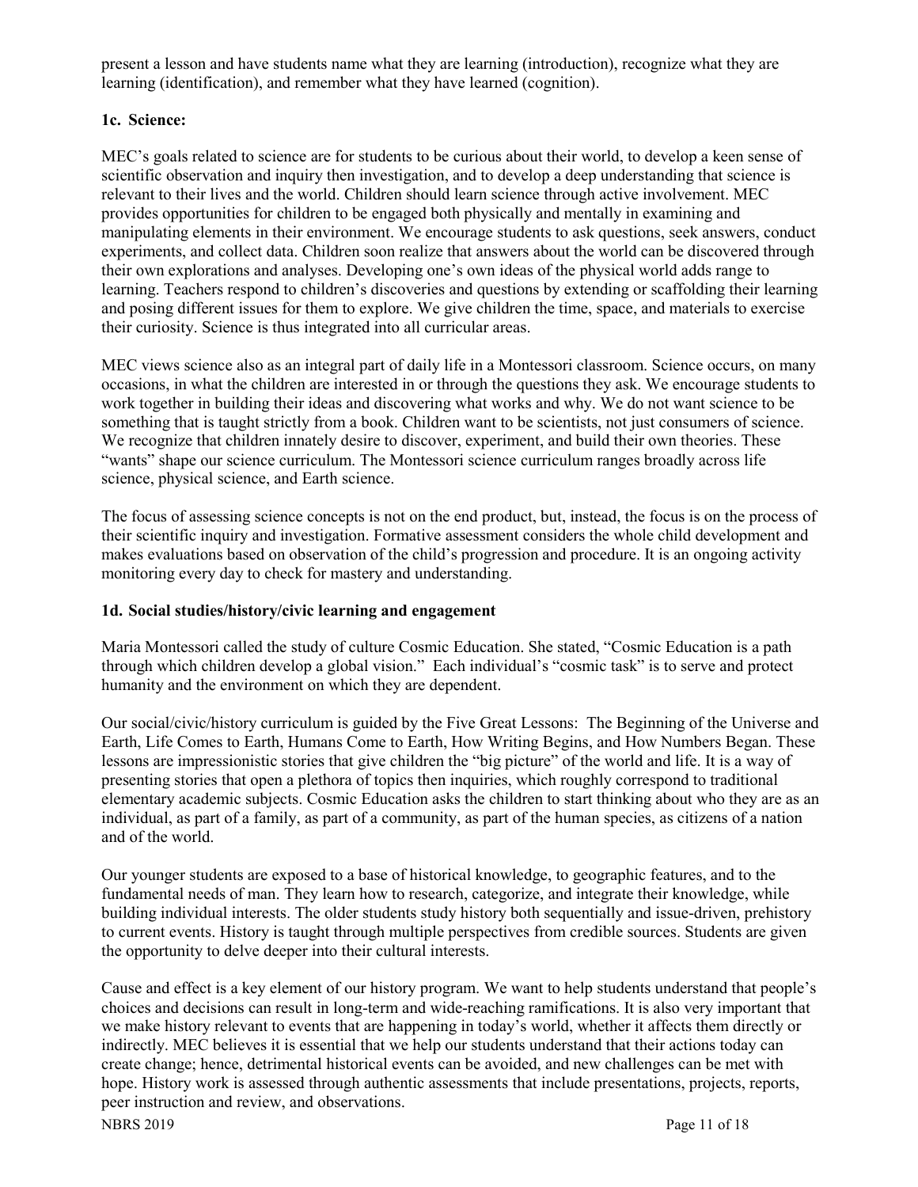present a lesson and have students name what they are learning (introduction), recognize what they are learning (identification), and remember what they have learned (cognition).

**1c. Science:**

MEC's goals related to science are for students to be curious about their world, to develop a keen sense of scientific observation and inquiry then investigation, and to develop a deep understanding that science is relevant to their lives and the world. Children should learn science through active involvement. MEC provides opportunities for children to be engaged both physically and mentally in examining and manipulating elements in their environment. We encourage students to ask questions, seek answers, conduct experiments, and collect data. Children soon realize that answers about the world can be discovered through their own explorations and analyses. Developing one's own ideas of the physical world adds range to learning. Teachers respond to children's discoveries and questions by extending or scaffolding their learning and posing different issues for them to explore. We give children the time, space, and materials to exercise their curiosity. Science is thus integrated into all curricular areas.

MEC views science also as an integral part of daily life in a Montessori classroom. Science occurs, on many occasions, in what the children are interested in or through the questions they ask. We encourage students to work together in building their ideas and discovering what works and why. We do not want science to be something that is taught strictly from a book. Children want to be scientists, not just consumers of science. We recognize that children innately desire to discover, experiment, and build their own theories. These "wants" shape our science curriculum. The Montessori science curriculum ranges broadly across life science, physical science, and Earth science.

The focus of assessing science concepts is not on the end product, but, instead, the focus is on the process of their scientific inquiry and investigation. Formative assessment considers the whole child development and makes evaluations based on observation of the child's progression and procedure. It is an ongoing activity monitoring every day to check for mastery and understanding.

**1d. Social studies/history/civic learning and engagement**

Maria Montessori called the study of culture Cosmic Education. She stated, "Cosmic Education is a path through which children develop a global vision." Each individual's "cosmic task" is to serve and protect humanity and the environment on which they are dependent.

Our social/civic/history curriculum is guided by the Five Great Lessons: The Beginning of the Universe and Earth, Life Comes to Earth, Humans Come to Earth, How Writing Begins, and How Numbers Began. These lessons are impressionistic stories that give children the "big picture" of the world and life. It is a way of presenting stories that open a plethora of topics then inquiries, which roughly correspond to traditional elementary academic subjects. Cosmic Education asks the children to start thinking about who they are as an individual, as part of a family, as part of a community, as part of the human species, as citizens of a nation and of the world.

Our younger students are exposed to a base of historical knowledge, to geographic features, and to the fundamental needs of man. They learn how to research, categorize, and integrate their knowledge, while building individual interests. The older students study history both sequentially and issue-driven, prehistory to current events. History is taught through multiple perspectives from credible sources. Students are given the opportunity to delve deeper into their cultural interests.

Cause and effect is a key element of our history program. We want to help students understand that people's choices and decisions can result in long-term and wide-reaching ramifications. It is also very important that we make history relevant to events that are happening in today's world, whether it affects them directly or indirectly. MEC believes it is essential that we help our students understand that their actions today can create change; hence, detrimental historical events can be avoided, and new challenges can be met with hope. History work is assessed through authentic assessments that include presentations, projects, reports, peer instruction and review, and observations.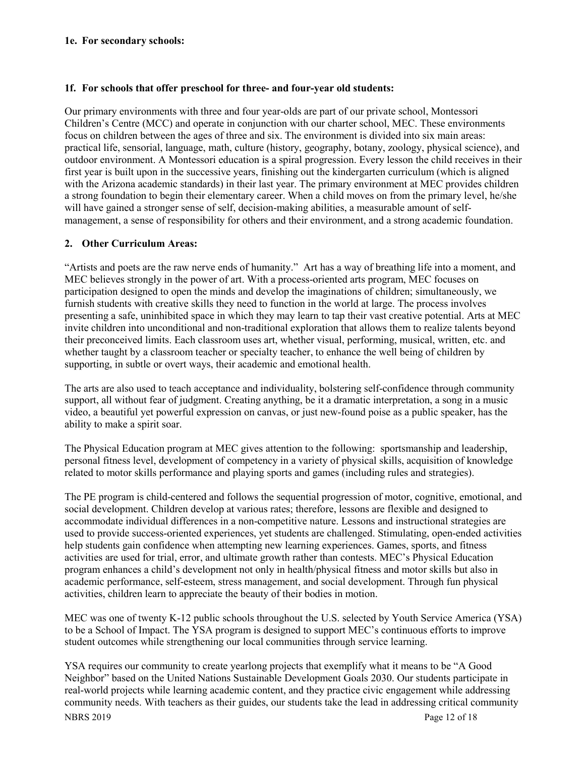**1e. For secondary schools:**

**1f. For schools that offer preschool for three- and four-year old students:**

Our primary environments with three and four year-olds are part of our private school, Montessori Children's Centre (MCC) and operate in conjunction with our charter school, MEC. These environments focus on children between the ages of three and six. The environment is divided into six main areas: practical life, sensorial, language, math, culture (history, geography, botany, zoology, physical science), and outdoor environment. A Montessori education is a spiral progression. Every lesson the child receives in their first year is built upon in the successive years, finishing out the kindergarten curriculum (which is aligned with the Arizona academic standards) in their last year. The primary environment at MEC provides children a strong foundation to begin their elementary career. When a child moves on from the primary level, he/she will have gained a stronger sense of self, decision-making abilities, a measurable amount of self-management, a sense of responsibility for others and their environment, and a strong academic foundation.

**2. Other Curriculum Areas:**

"Artists and poets are the raw nerve ends of humanity." Art has a way of breathing life into a moment, and MEC believes strongly in the power of art. With a process-oriented arts program, MEC focuses on participation designed to open the minds and develop the imaginations of children; simultaneously, we furnish students with creative skills they need to function in the world at large. The process involves presenting a safe, uninhibited space in which they may learn to tap their vast creative potential. Arts at MEC invite children into unconditional and non-traditional exploration that allows them to realize talents beyond their preconceived limits. Each classroom uses art, whether visual, performing, musical, written, etc. and whether taught by a classroom teacher or specialty teacher, to enhance the well being of children by supporting, in subtle or overt ways, their academic and emotional health.

The arts are also used to teach acceptance and individuality, bolstering self-confidence through community support, all without fear of judgment. Creating anything, be it a dramatic interpretation, a song in a music video, a beautiful yet powerful expression on canvas, or just new-found poise as a public speaker, has the ability to make a spirit soar.

The Physical Education program at MEC gives attention to the following: sportsmanship and leadership, personal fitness level, development of competency in a variety of physical skills, acquisition of knowledge related to motor skills performance and playing sports and games (including rules and strategies).

The PE program is child-centered and follows the sequential progression of motor, cognitive, emotional, and social development. Children develop at various rates; therefore, lessons are flexible and designed to accommodate individual differences in a non-competitive nature. Lessons and instructional strategies are used to provide success-oriented experiences, yet students are challenged. Stimulating, open-ended activities help students gain confidence when attempting new learning experiences. Games, sports, and fitness activities are used for trial, error, and ultimate growth rather than contests. MEC's Physical Education program enhances a child's development not only in health/physical fitness and motor skills but also in academic performance, self-esteem, stress management, and social development. Through fun physical activities, children learn to appreciate the beauty of their bodies in motion.

MEC was one of twenty K-12 public schools throughout the U.S. selected by Youth Service America (YSA) to be a School of Impact. The YSA program is designed to support MEC's continuous efforts to improve student outcomes while strengthening our local communities through service learning.

YSA requires our community to create yearlong projects that exemplify what it means to be "A Good Neighbor" based on the United Nations Sustainable Development Goals 2030. Our students participate in real-world projects while learning academic content, and they practice civic engagement while addressing community needs. With teachers as their guides, our students take the lead in addressing critical community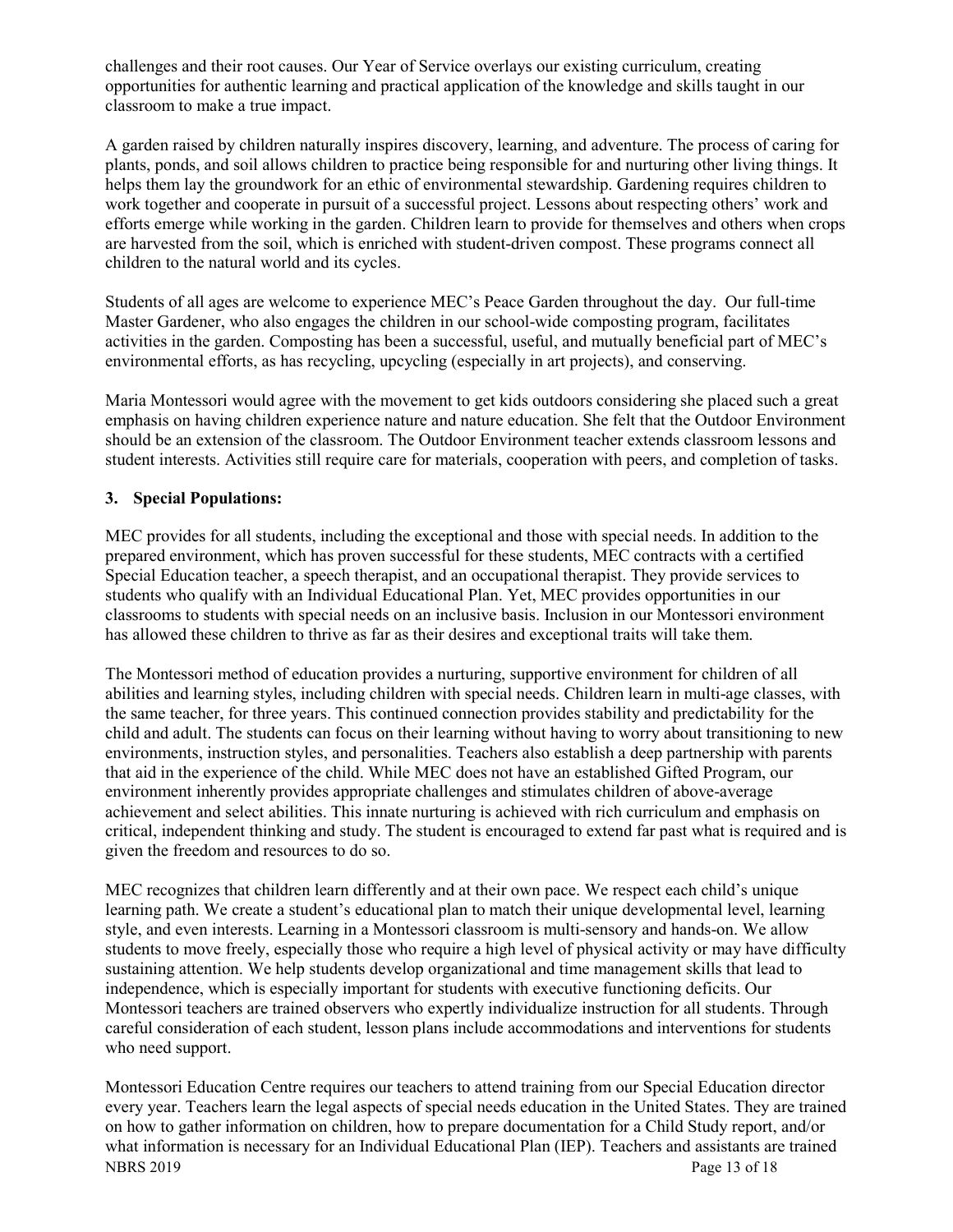challenges and their root causes. Our Year of Service overlays our existing curriculum, creating opportunities for authentic learning and practical application of the knowledge and skills taught in our classroom to make a true impact.

A garden raised by children naturally inspires discovery, learning, and adventure. The process of caring for plants, ponds, and soil allows children to practice being responsible for and nurturing other living things. It helps them lay the groundwork for an ethic of environmental stewardship. Gardening requires children to work together and cooperate in pursuit of a successful project. Lessons about respecting others' work and efforts emerge while working in the garden. Children learn to provide for themselves and others when crops are harvested from the soil, which is enriched with student-driven compost. These programs connect all children to the natural world and its cycles.

Students of all ages are welcome to experience MEC's Peace Garden throughout the day. Our full-time Master Gardener, who also engages the children in our school-wide composting program, facilitates activities in the garden. Composting has been a successful, useful, and mutually beneficial part of MEC's environmental efforts, as has recycling, upcycling (especially in art projects), and conserving.

Maria Montessori would agree with the movement to get kids outdoors considering she placed such a great emphasis on having children experience nature and nature education. She felt that the Outdoor Environment should be an extension of the classroom. The Outdoor Environment teacher extends classroom lessons and student interests. Activities still require care for materials, cooperation with peers, and completion of tasks.

**3. Special Populations:**

MEC provides for all students, including the exceptional and those with special needs. In addition to the prepared environment, which has proven successful for these students, MEC contracts with a certified Special Education teacher, a speech therapist, and an occupational therapist. They provide services to students who qualify with an Individual Educational Plan. Yet, MEC provides opportunities in our classrooms to students with special needs on an inclusive basis. Inclusion in our Montessori environment has allowed these children to thrive as far as their desires and exceptional traits will take them.

The Montessori method of education provides a nurturing, supportive environment for children of all abilities and learning styles, including children with special needs. Children learn in multi-age classes, with the same teacher, for three years. This continued connection provides stability and predictability for the child and adult. The students can focus on their learning without having to worry about transitioning to new environments, instruction styles, and personalities. Teachers also establish a deep partnership with parents that aid in the experience of the child. While MEC does not have an established Gifted Program, our environment inherently provides appropriate challenges and stimulates children of above-average achievement and select abilities. This innate nurturing is achieved with rich curriculum and emphasis on critical, independent thinking and study. The student is encouraged to extend far past what is required and is given the freedom and resources to do so.

MEC recognizes that children learn differently and at their own pace. We respect each child's unique learning path. We create a student's educational plan to match their unique developmental level, learning style, and even interests. Learning in a Montessori classroom is multi-sensory and hands-on. We allow students to move freely, especially those who require a high level of physical activity or may have difficulty sustaining attention. We help students develop organizational and time management skills that lead to independence, which is especially important for students with executive functioning deficits. Our Montessori teachers are trained observers who expertly individualize instruction for all students. Through careful consideration of each student, lesson plans include accommodations and interventions for students who need support.

Montessori Education Centre requires our teachers to attend training from our Special Education director every year. Teachers learn the legal aspects of special needs education in the United States. They are trained on how to gather information on children, how to prepare documentation for a Child Study report, and/or what information is necessary for an Individual Educational Plan (IEP). Teachers and assistants are trained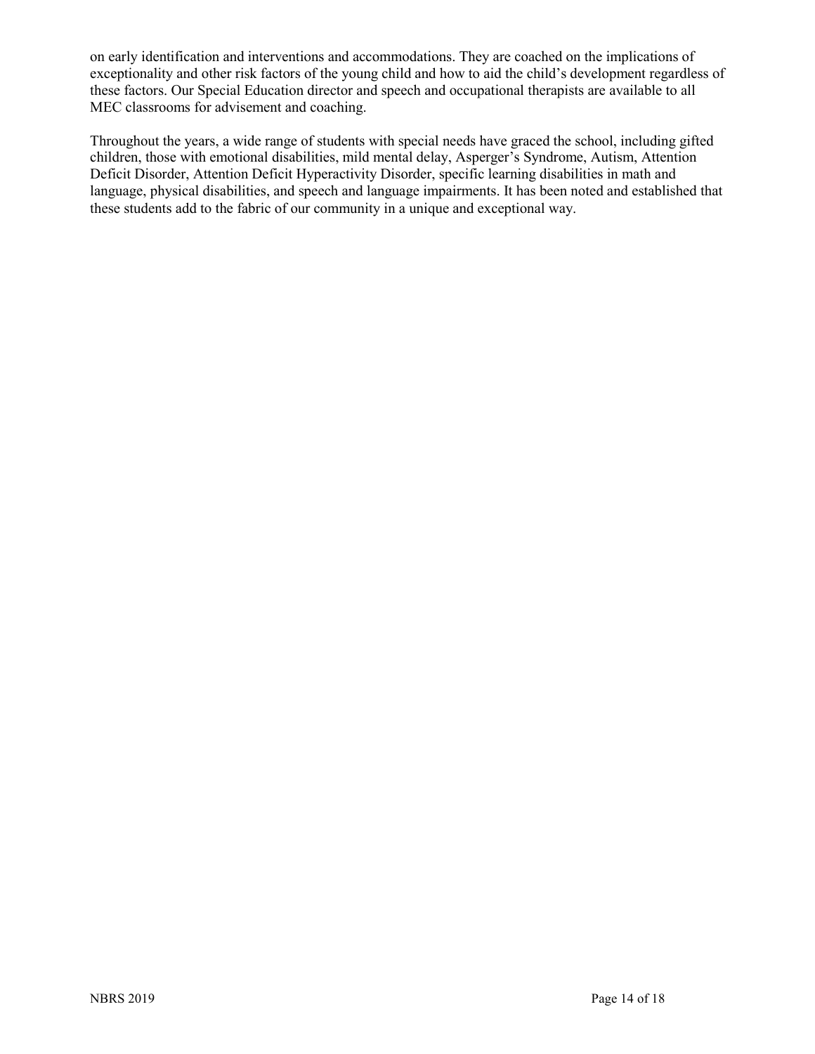on early identification and interventions and accommodations. They are coached on the implications of exceptionality and other risk factors of the young child and how to aid the child's development regardless of these factors. Our Special Education director and speech and occupational therapists are available to all MEC classrooms for advisement and coaching.

Throughout the years, a wide range of students with special needs have graced the school, including gifted children, those with emotional disabilities, mild mental delay, Asperger's Syndrome, Autism, Attention Deficit Disorder, Attention Deficit Hyperactivity Disorder, specific learning disabilities in math and language, physical disabilities, and speech and language impairments. It has been noted and established that these students add to the fabric of our community in a unique and exceptional way.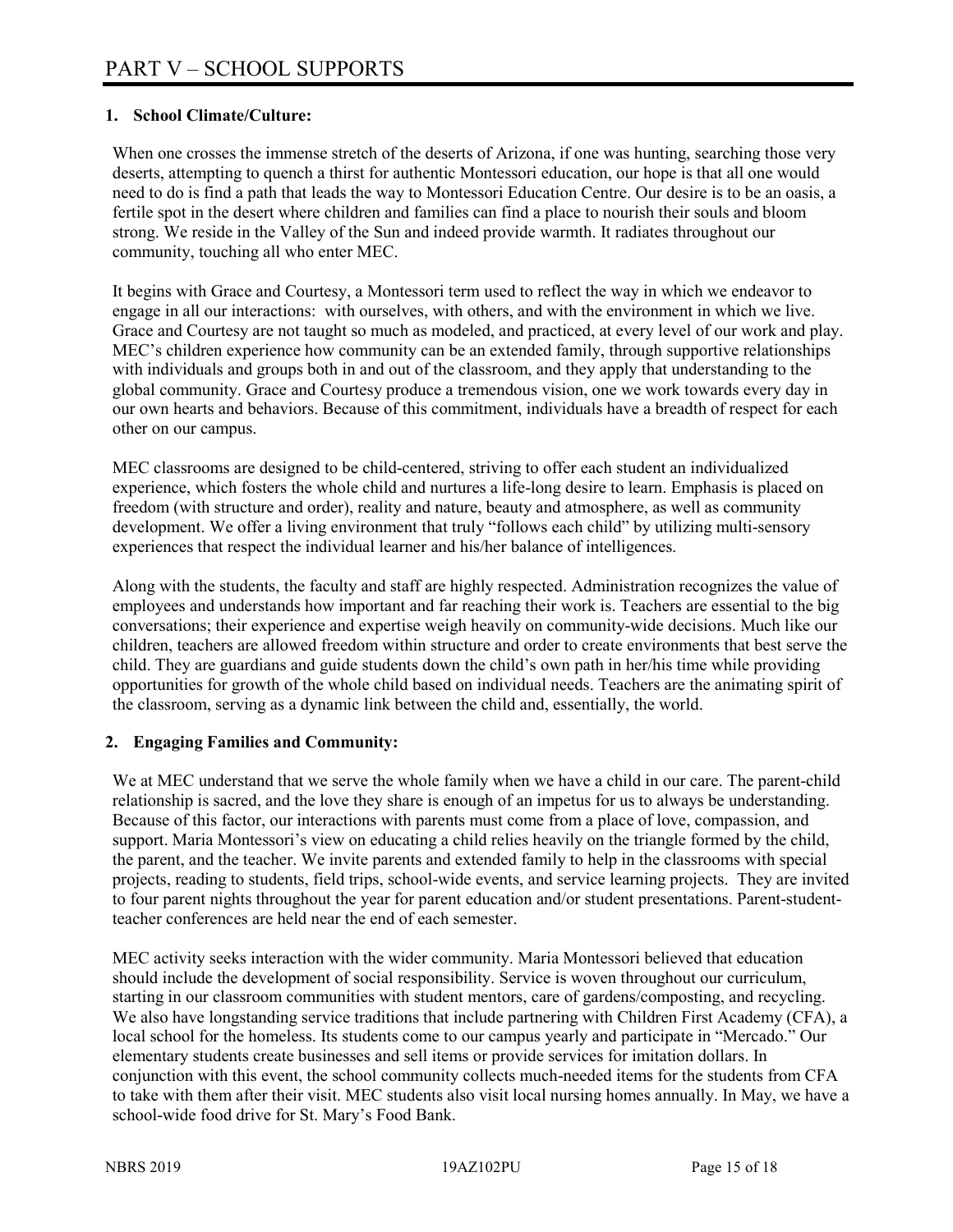# PART V – SCHOOL SUPPORTS

**1. School Climate/Culture:**

When one crosses the immense stretch of the deserts of Arizona, if one was hunting, searching those very deserts, attempting to quench a thirst for authentic Montessori education, our hope is that all one would need to do is find a path that leads the way to Montessori Education Centre. Our desire is to be an oasis, a fertile spot in the desert where children and families can find a place to nourish their souls and bloom strong. We reside in the Valley of the Sun and indeed provide warmth. It radiates throughout our community, touching all who enter MEC.

It begins with Grace and Courtesy, a Montessori term used to reflect the way in which we endeavor to engage in all our interactions: with ourselves, with others, and with the environment in which we live. Grace and Courtesy are not taught so much as modeled, and practiced, at every level of our work and play. MEC's children experience how community can be an extended family, through supportive relationships with individuals and groups both in and out of the classroom, and they apply that understanding to the global community. Grace and Courtesy produce a tremendous vision, one we work towards every day in our own hearts and behaviors. Because of this commitment, individuals have a breadth of respect for each other on our campus.

MEC classrooms are designed to be child-centered, striving to offer each student an individualized experience, which fosters the whole child and nurtures a life-long desire to learn. Emphasis is placed on freedom (with structure and order), reality and nature, beauty and atmosphere, as well as community development. We offer a living environment that truly "follows each child" by utilizing multi-sensory experiences that respect the individual learner and his/her balance of intelligences.

Along with the students, the faculty and staff are highly respected. Administration recognizes the value of employees and understands how important and far reaching their work is. Teachers are essential to the big conversations; their experience and expertise weigh heavily on community-wide decisions. Much like our children, teachers are allowed freedom within structure and order to create environments that best serve the child. They are guardians and guide students down the child's own path in her/his time while providing opportunities for growth of the whole child based on individual needs. Teachers are the animating spirit of the classroom, serving as a dynamic link between the child and, essentially, the world.

**2. Engaging Families and Community:**

We at MEC understand that we serve the whole family when we have a child in our care. The parent-child relationship is sacred, and the love they share is enough of an impetus for us to always be understanding. Because of this factor, our interactions with parents must come from a place of love, compassion, and support. Maria Montessori's view on educating a child relies heavily on the triangle formed by the child, the parent, and the teacher. We invite parents and extended family to help in the classrooms with special projects, reading to students, field trips, school-wide events, and service learning projects. They are invited to four parent nights throughout the year for parent education and/or student presentations. Parent-student-teacher conferences are held near the end of each semester.

MEC activity seeks interaction with the wider community. Maria Montessori believed that education should include the development of social responsibility. Service is woven throughout our curriculum, starting in our classroom communities with student mentors, care of gardens/composting, and recycling. We also have longstanding service traditions that include partnering with Children First Academy (CFA), a local school for the homeless. Its students come to our campus yearly and participate in "Mercado." Our elementary students create businesses and sell items or provide services for imitation dollars. In conjunction with this event, the school community collects much-needed items for the students from CFA to take with them after their visit. MEC students also visit local nursing homes annually. In May, we have a school-wide food drive for St. Mary's Food Bank.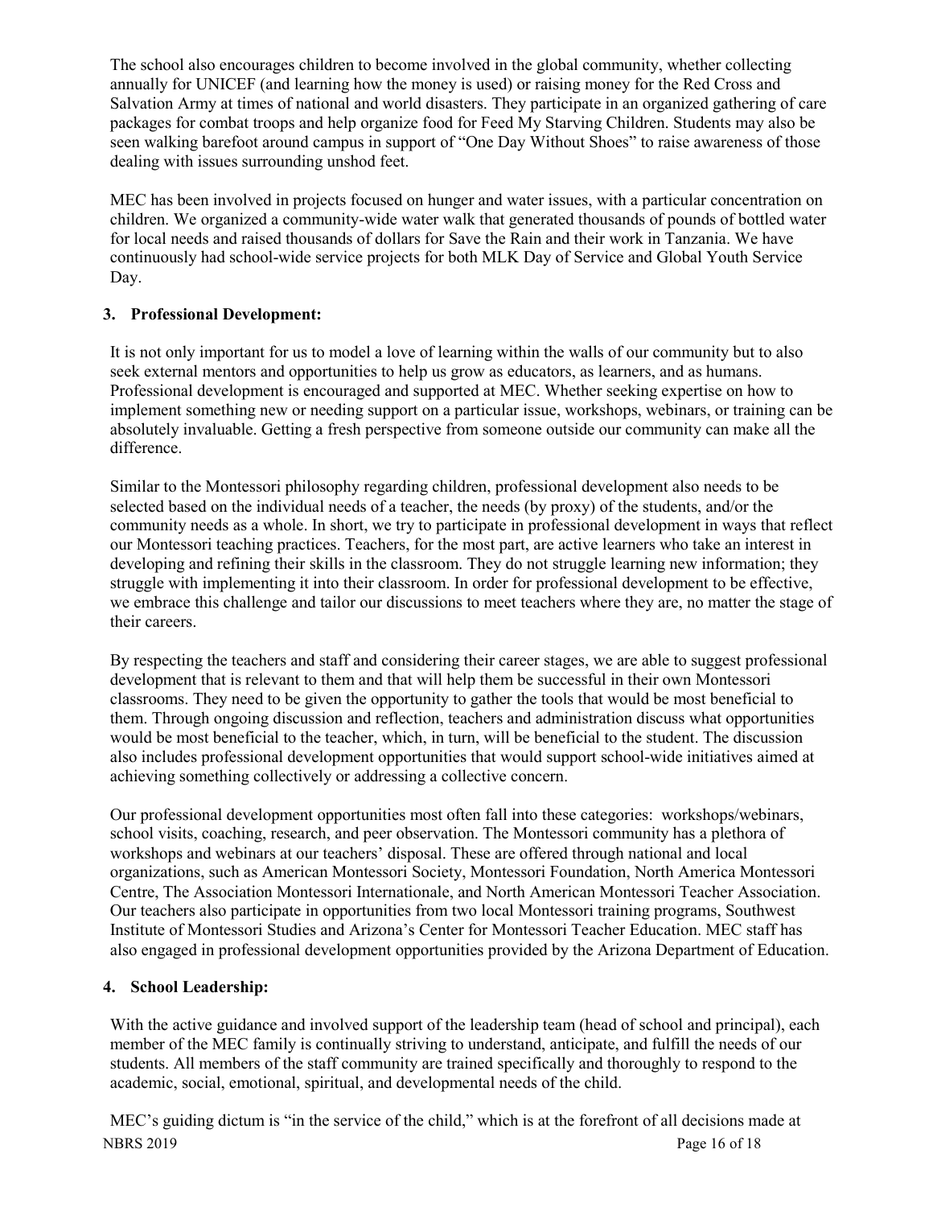The school also encourages children to become involved in the global community, whether collecting annually for UNICEF (and learning how the money is used) or raising money for the Red Cross and Salvation Army at times of national and world disasters. They participate in an organized gathering of care packages for combat troops and help organize food for Feed My Starving Children. Students may also be seen walking barefoot around campus in support of "One Day Without Shoes" to raise awareness of those dealing with issues surrounding unshod feet.

MEC has been involved in projects focused on hunger and water issues, with a particular concentration on children. We organized a community-wide water walk that generated thousands of pounds of bottled water for local needs and raised thousands of dollars for Save the Rain and their work in Tanzania. We have continuously had school-wide service projects for both MLK Day of Service and Global Youth Service Day.

**3. Professional Development:**

It is not only important for us to model a love of learning within the walls of our community but to also seek external mentors and opportunities to help us grow as educators, as learners, and as humans. Professional development is encouraged and supported at MEC. Whether seeking expertise on how to implement something new or needing support on a particular issue, workshops, webinars, or training can be absolutely invaluable. Getting a fresh perspective from someone outside our community can make all the difference.

Similar to the Montessori philosophy regarding children, professional development also needs to be selected based on the individual needs of a teacher, the needs (by proxy) of the students, and/or the community needs as a whole. In short, we try to participate in professional development in ways that reflect our Montessori teaching practices. Teachers, for the most part, are active learners who take an interest in developing and refining their skills in the classroom. They do not struggle learning new information; they struggle with implementing it into their classroom. In order for professional development to be effective, we embrace this challenge and tailor our discussions to meet teachers where they are, no matter the stage of their careers.

By respecting the teachers and staff and considering their career stages, we are able to suggest professional development that is relevant to them and that will help them be successful in their own Montessori classrooms. They need to be given the opportunity to gather the tools that would be most beneficial to them. Through ongoing discussion and reflection, teachers and administration discuss what opportunities would be most beneficial to the teacher, which, in turn, will be beneficial to the student. The discussion also includes professional development opportunities that would support school-wide initiatives aimed at achieving something collectively or addressing a collective concern.

Our professional development opportunities most often fall into these categories: workshops/webinars, school visits, coaching, research, and peer observation. The Montessori community has a plethora of workshops and webinars at our teachers' disposal. These are offered through national and local organizations, such as American Montessori Society, Montessori Foundation, North America Montessori Centre, The Association Montessori Internationale, and North American Montessori Teacher Association. Our teachers also participate in opportunities from two local Montessori training programs, Southwest Institute of Montessori Studies and Arizona's Center for Montessori Teacher Education. MEC staff has also engaged in professional development opportunities provided by the Arizona Department of Education.

**4. School Leadership:**

With the active guidance and involved support of the leadership team (head of school and principal), each member of the MEC family is continually striving to understand, anticipate, and fulfill the needs of our students. All members of the staff community are trained specifically and thoroughly to respond to the academic, social, emotional, spiritual, and developmental needs of the child.

MEC's guiding dictum is "in the service of the child," which is at the forefront of all decisions made at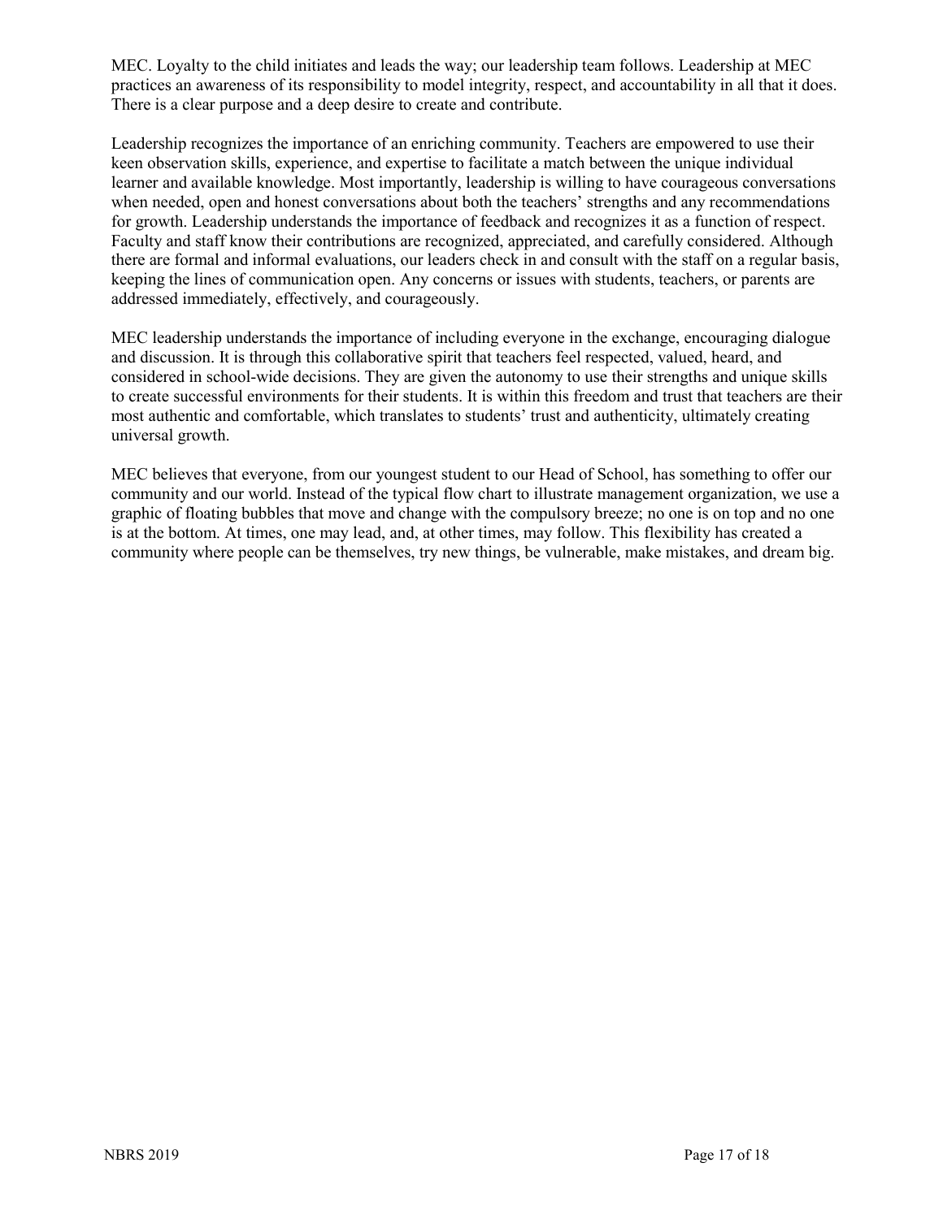MEC. Loyalty to the child initiates and leads the way; our leadership team follows. Leadership at MEC practices an awareness of its responsibility to model integrity, respect, and accountability in all that it does. There is a clear purpose and a deep desire to create and contribute.

Leadership recognizes the importance of an enriching community. Teachers are empowered to use their keen observation skills, experience, and expertise to facilitate a match between the unique individual learner and available knowledge. Most importantly, leadership is willing to have courageous conversations when needed, open and honest conversations about both the teachers' strengths and any recommendations for growth. Leadership understands the importance of feedback and recognizes it as a function of respect. Faculty and staff know their contributions are recognized, appreciated, and carefully considered. Although there are formal and informal evaluations, our leaders check in and consult with the staff on a regular basis, keeping the lines of communication open. Any concerns or issues with students, teachers, or parents are addressed immediately, effectively, and courageously.

MEC leadership understands the importance of including everyone in the exchange, encouraging dialogue and discussion. It is through this collaborative spirit that teachers feel respected, valued, heard, and considered in school-wide decisions. They are given the autonomy to use their strengths and unique skills to create successful environments for their students. It is within this freedom and trust that teachers are their most authentic and comfortable, which translates to students' trust and authenticity, ultimately creating universal growth.

MEC believes that everyone, from our youngest student to our Head of School, has something to offer our community and our world. Instead of the typical flow chart to illustrate management organization, we use a graphic of floating bubbles that move and change with the compulsory breeze; no one is on top and no one is at the bottom. At times, one may lead, and, at other times, may follow. This flexibility has created a community where people can be themselves, try new things, be vulnerable, make mistakes, and dream big.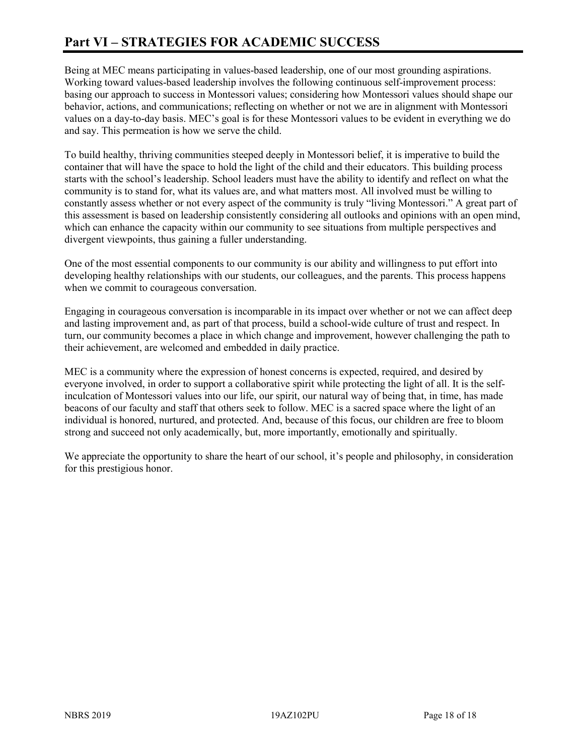## Part VI – STRATEGIES FOR ACADEMIC SUCCESS

Being at MEC means participating in values-based leadership, one of our most grounding aspirations. Working toward values-based leadership involves the following continuous self-improvement process: basing our approach to success in Montessori values; considering how Montessori values should shape our behavior, actions, and communications; reflecting on whether or not we are in alignment with Montessori values on a day-to-day basis. MEC's goal is for these Montessori values to be evident in everything we do and say. This permeation is how we serve the child.

To build healthy, thriving communities steeped deeply in Montessori belief, it is imperative to build the container that will have the space to hold the light of the child and their educators. This building process starts with the school's leadership. School leaders must have the ability to identify and reflect on what the community is to stand for, what its values are, and what matters most. All involved must be willing to constantly assess whether or not every aspect of the community is truly "living Montessori." A great part of this assessment is based on leadership consistently considering all outlooks and opinions with an open mind, which can enhance the capacity within our community to see situations from multiple perspectives and divergent viewpoints, thus gaining a fuller understanding.

One of the most essential components to our community is our ability and willingness to put effort into developing healthy relationships with our students, our colleagues, and the parents. This process happens when we commit to courageous conversation.

Engaging in courageous conversation is incomparable in its impact over whether or not we can affect deep and lasting improvement and, as part of that process, build a school-wide culture of trust and respect. In turn, our community becomes a place in which change and improvement, however challenging the path to their achievement, are welcomed and embedded in daily practice.

MEC is a community where the expression of honest concerns is expected, required, and desired by everyone involved, in order to support a collaborative spirit while protecting the light of all. It is the self-inculcation of Montessori values into our life, our spirit, our natural way of being that, in time, has made beacons of our faculty and staff that others seek to follow. MEC is a sacred space where the light of an individual is honored, nurtured, and protected. And, because of this focus, our children are free to bloom strong and succeed not only academically, but, more importantly, emotionally and spiritually.

We appreciate the opportunity to share the heart of our school, it's people and philosophy, in consideration for this prestigious honor.